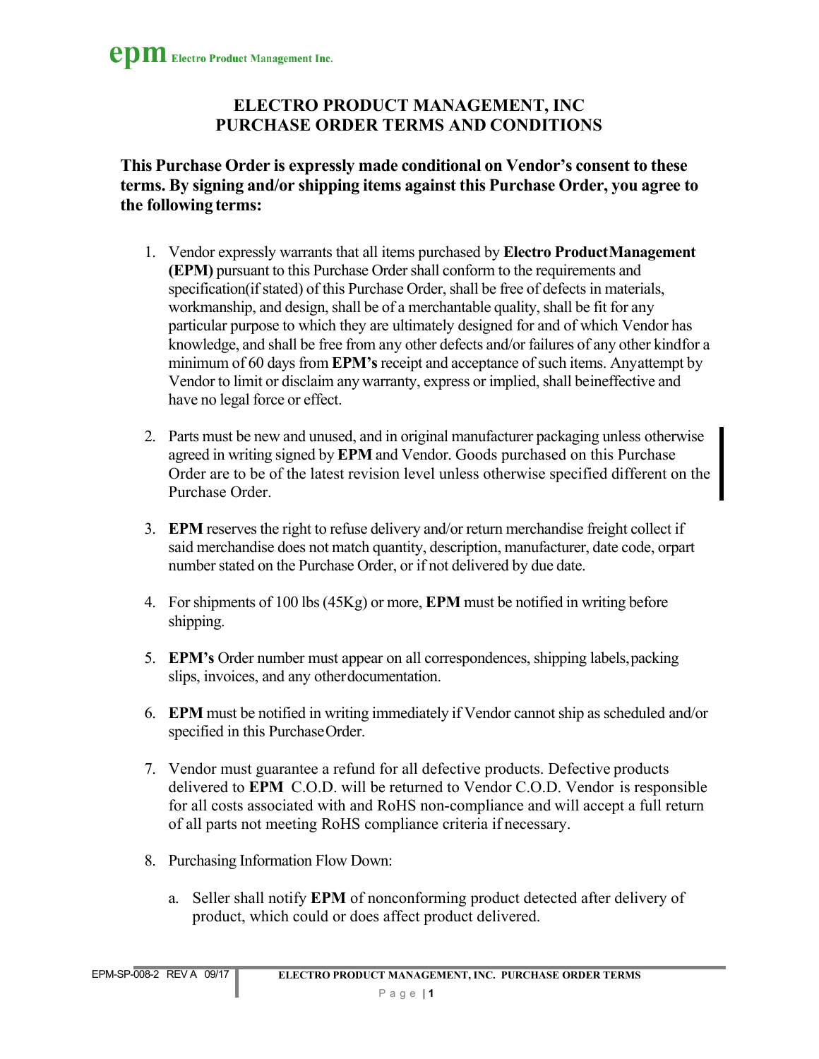**epm** Electro Product Management Inc.

# ELECTRO PRODUCT MANAGEMENT, INC
# PURCHASE ORDER TERMS AND CONDITIONS

**This Purchase Order is expressly made conditional on Vendor's consent to these terms. By signing and/or shipping items against this Purchase Order, you agree to the following terms:**

1. Vendor expressly warrants that all items purchased by **Electro Product Management (EPM)** pursuant to this Purchase Order shall conform to the requirements and specification(if stated) of this Purchase Order, shall be free of defects in materials, workmanship, and design, shall be of a merchantable quality, shall be fit for any particular purpose to which they are ultimately designed for and of which Vendor has knowledge, and shall be free from any other defects and/or failures of any other kind for a minimum of 60 days from **EPM's** receipt and acceptance of such items. Any attempt by Vendor to limit or disclaim any warranty, express or implied, shall be ineffective and have no legal force or effect.

2. Parts must be new and unused, and in original manufacturer packaging unless otherwise agreed in writing signed by **EPM** and Vendor. Goods purchased on this Purchase Order are to be of the latest revision level unless otherwise specified different on the Purchase Order.

3. **EPM** reserves the right to refuse delivery and/or return merchandise freight collect if said merchandise does not match quantity, description, manufacturer, date code, or part number stated on the Purchase Order, or if not delivered by due date.

4. For shipments of 100 lbs (45Kg) or more, **EPM** must be notified in writing before shipping.

5. **EPM's** Order number must appear on all correspondences, shipping labels, packing slips, invoices, and any other documentation.

6. **EPM** must be notified in writing immediately if Vendor cannot ship as scheduled and/or specified in this Purchase Order.

7. Vendor must guarantee a refund for all defective products. Defective products delivered to **EPM** C.O.D. will be returned to Vendor C.O.D. Vendor is responsible for all costs associated with and RoHS non-compliance and will accept a full return of all parts not meeting RoHS compliance criteria if necessary.

8. Purchasing Information Flow Down:

   a. Seller shall notify **EPM** of nonconforming product detected after delivery of product, which could or does affect product delivered.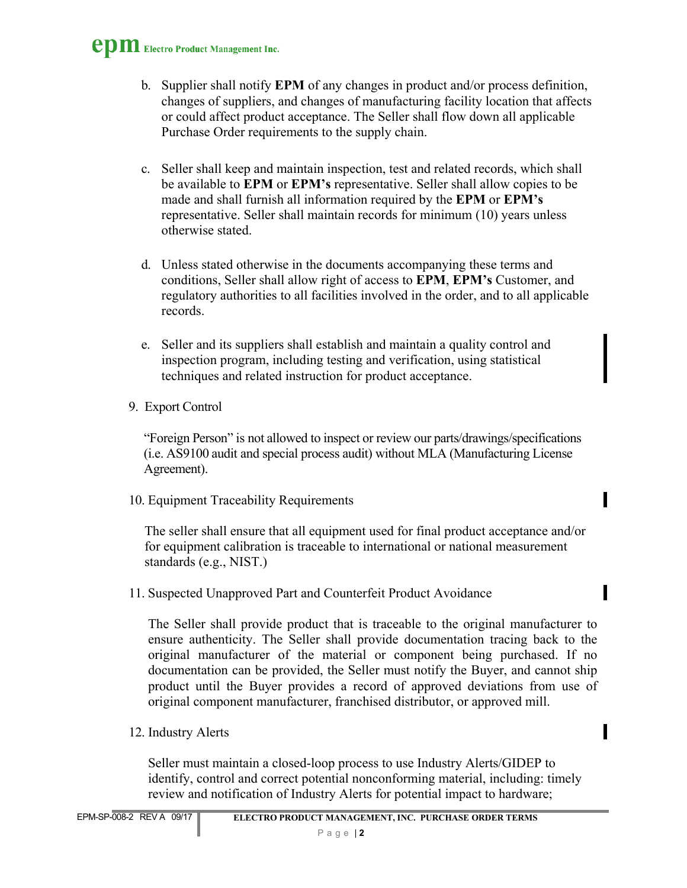b. Supplier shall notify **EPM** of any changes in product and/or process definition, changes of suppliers, and changes of manufacturing facility location that affects or could affect product acceptance. The Seller shall flow down all applicable Purchase Order requirements to the supply chain.

c. Seller shall keep and maintain inspection, test and related records, which shall be available to **EPM** or **EPM's** representative. Seller shall allow copies to be made and shall furnish all information required by the **EPM** or **EPM's** representative. Seller shall maintain records for minimum (10) years unless otherwise stated.

d. Unless stated otherwise in the documents accompanying these terms and conditions, Seller shall allow right of access to **EPM**, **EPM's** Customer, and regulatory authorities to all facilities involved in the order, and to all applicable records.

e. Seller and its suppliers shall establish and maintain a quality control and inspection program, including testing and verification, using statistical techniques and related instruction for product acceptance.

9. Export Control

"Foreign Person" is not allowed to inspect or review our parts/drawings/specifications (i.e. AS9100 audit and special process audit) without MLA (Manufacturing License Agreement).

10. Equipment Traceability Requirements

The seller shall ensure that all equipment used for final product acceptance and/or for equipment calibration is traceable to international or national measurement standards (e.g., NIST.)

11. Suspected Unapproved Part and Counterfeit Product Avoidance

The Seller shall provide product that is traceable to the original manufacturer to ensure authenticity. The Seller shall provide documentation tracing back to the original manufacturer of the material or component being purchased. If no documentation can be provided, the Seller must notify the Buyer, and cannot ship product until the Buyer provides a record of approved deviations from use of original component manufacturer, franchised distributor, or approved mill.

12. Industry Alerts

Seller must maintain a closed-loop process to use Industry Alerts/GIDEP to identify, control and correct potential nonconforming material, including: timely review and notification of Industry Alerts for potential impact to hardware;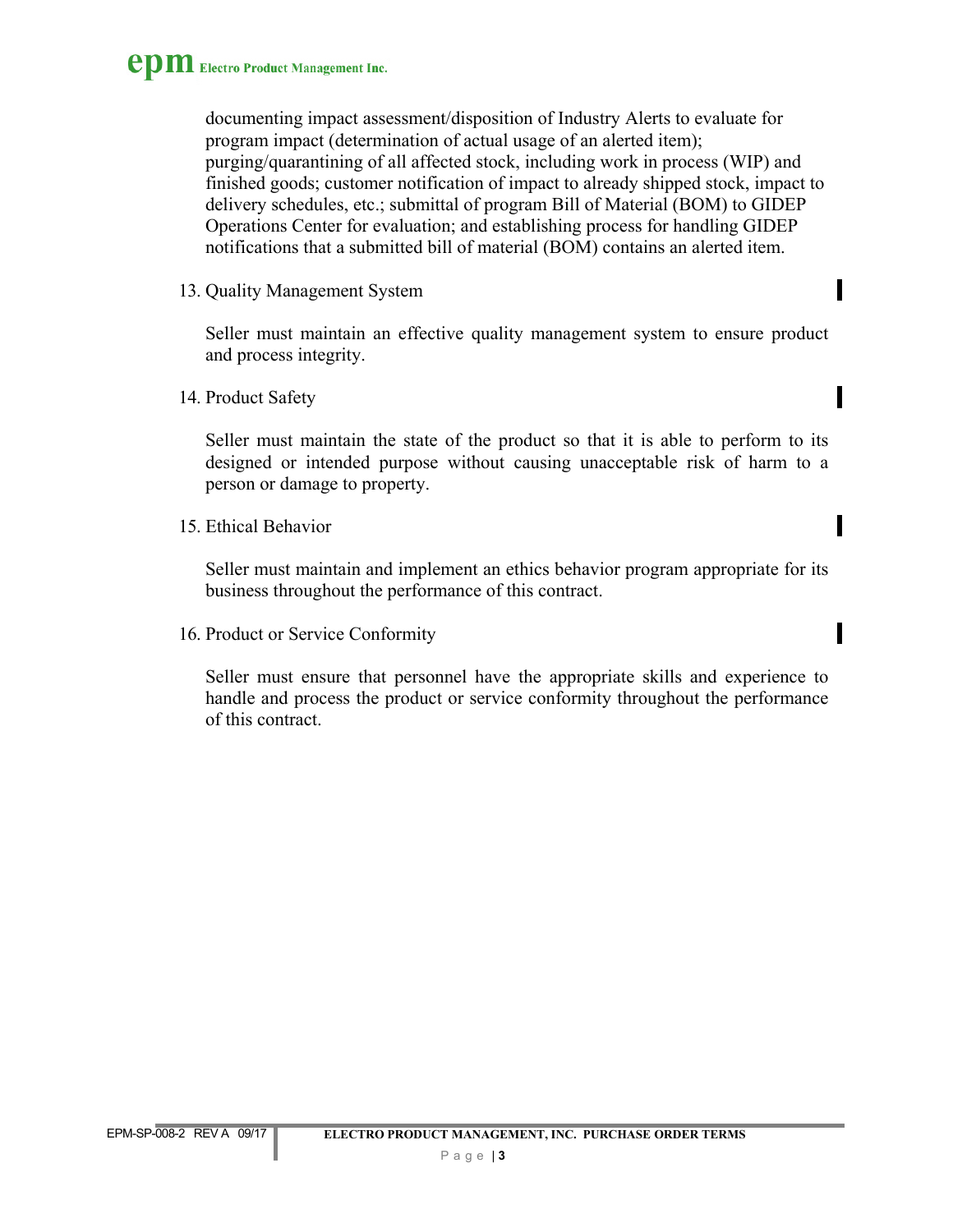documenting impact assessment/disposition of Industry Alerts to evaluate for program impact (determination of actual usage of an alerted item); purging/quarantining of all affected stock, including work in process (WIP) and finished goods; customer notification of impact to already shipped stock, impact to delivery schedules, etc.; submittal of program Bill of Material (BOM) to GIDEP Operations Center for evaluation; and establishing process for handling GIDEP notifications that a submitted bill of material (BOM) contains an alerted item.

13. Quality Management System

    Seller must maintain an effective quality management system to ensure product and process integrity.

14. Product Safety

    Seller must maintain the state of the product so that it is able to perform to its designed or intended purpose without causing unacceptable risk of harm to a person or damage to property.

15. Ethical Behavior

    Seller must maintain and implement an ethics behavior program appropriate for its business throughout the performance of this contract.

16. Product or Service Conformity

    Seller must ensure that personnel have the appropriate skills and experience to handle and process the product or service conformity throughout the performance of this contract.